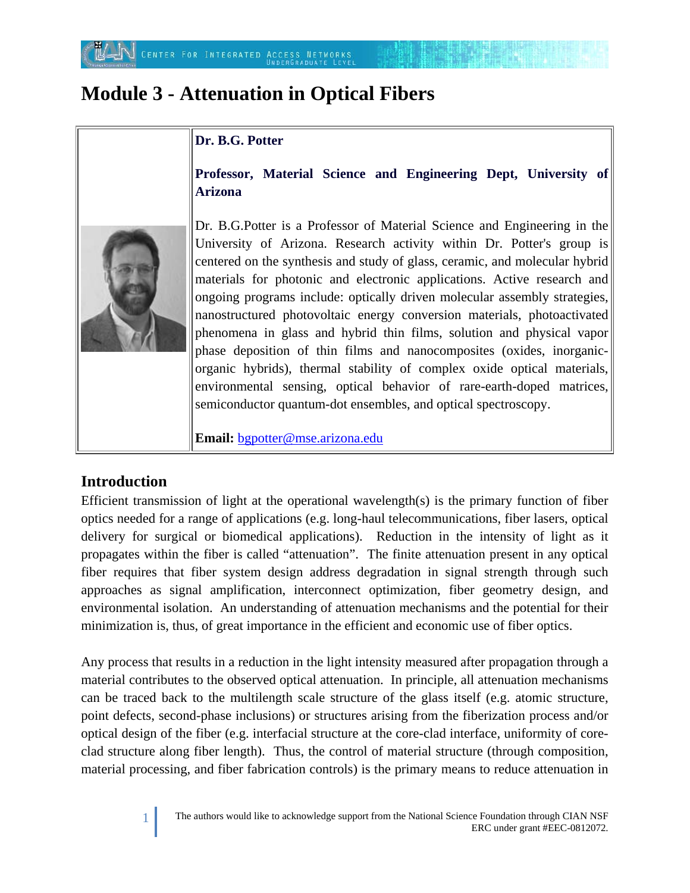# Module 3 - Attenuation in Optical Fibers

| | **Dr. B.G. Potter**<br><br>**Professor, Material Science and Engineering Dept, University of Arizona**<br><br>Dr. B.G.Potter is a Professor of Material Science and Engineering in the University of Arizona. Research activity within Dr. Potter's group is centered on the synthesis and study of glass, ceramic, and molecular hybrid materials for photonic and electronic applications. Active research and ongoing programs include: optically driven molecular assembly strategies, nanostructured photovoltaic energy conversion materials, photoactivated phenomena in glass and hybrid thin films, solution and physical vapor phase deposition of thin films and nanocomposites (oxides, inorganic-organic hybrids), thermal stability of complex oxide optical materials, environmental sensing, optical behavior of rare-earth-doped matrices, semiconductor quantum-dot ensembles, and optical spectroscopy.<br><br>**Email:** bgpotter@mse.arizona.edu |
|---|---|

## Introduction

Efficient transmission of light at the operational wavelength(s) is the primary function of fiber optics needed for a range of applications (e.g. long-haul telecommunications, fiber lasers, optical delivery for surgical or biomedical applications). Reduction in the intensity of light as it propagates within the fiber is called "attenuation". The finite attenuation present in any optical fiber requires that fiber system design address degradation in signal strength through such approaches as signal amplification, interconnect optimization, fiber geometry design, and environmental isolation. An understanding of attenuation mechanisms and the potential for their minimization is, thus, of great importance in the efficient and economic use of fiber optics.

Any process that results in a reduction in the light intensity measured after propagation through a material contributes to the observed optical attenuation. In principle, all attenuation mechanisms can be traced back to the multilength scale structure of the glass itself (e.g. atomic structure, point defects, second-phase inclusions) or structures arising from the fiberization process and/or optical design of the fiber (e.g. interfacial structure at the core-clad interface, uniformity of core-clad structure along fiber length). Thus, the control of material structure (through composition, material processing, and fiber fabrication controls) is the primary means to reduce attenuation in

The authors would like to acknowledge support from the National Science Foundation through CIAN NSF ERC under grant #EEC-0812072.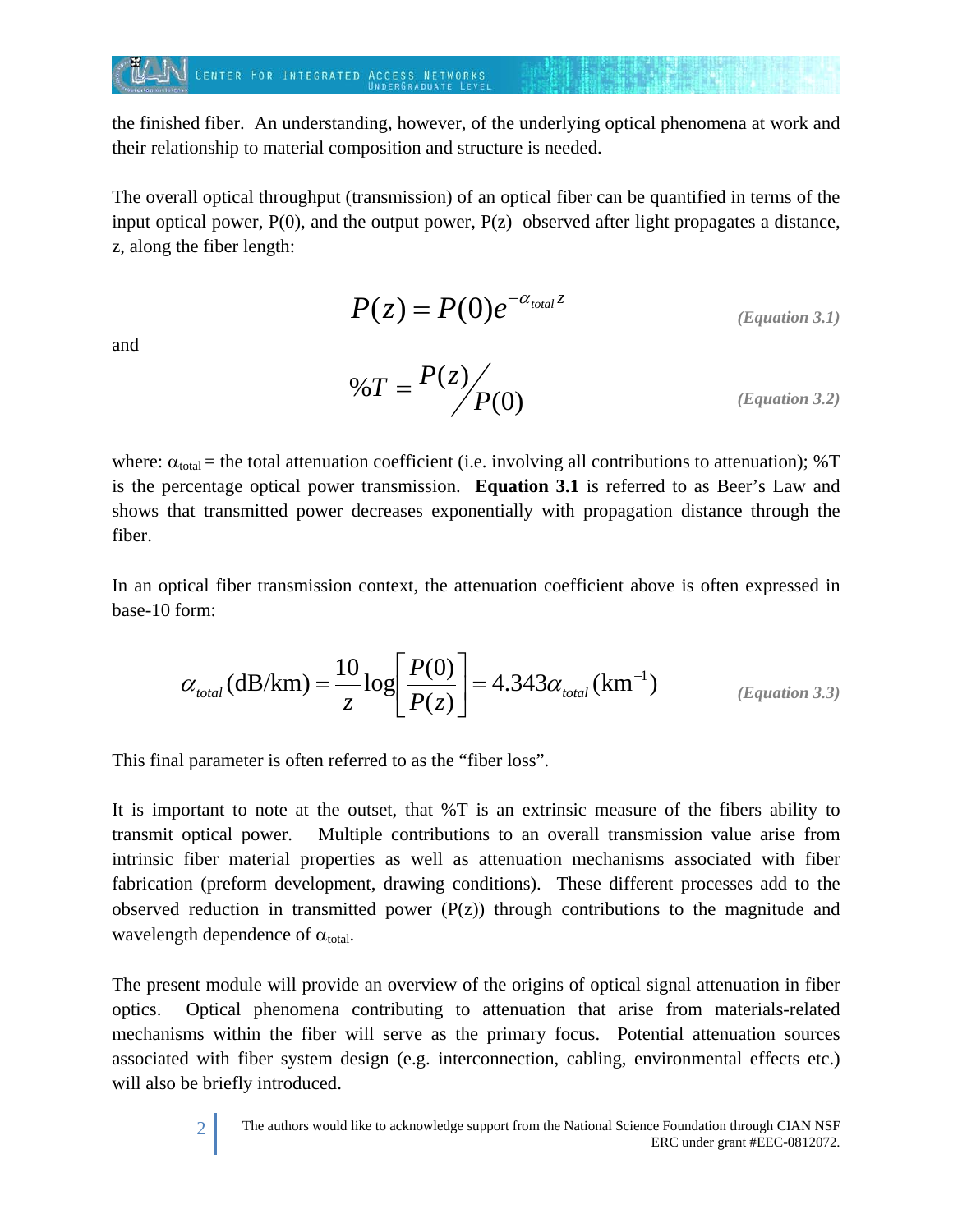the finished fiber. An understanding, however, of the underlying optical phenomena at work and their relationship to material composition and structure is needed.

The overall optical throughput (transmission) of an optical fiber can be quantified in terms of the input optical power, P(0), and the output power, P(z) observed after light propagates a distance, z, along the fiber length:

$$P(z) = P(0)e^{-\alpha_{total} z} \qquad \textit{(Equation 3.1)}$$

and

$$\%T = {P(z)}/{P(0)} \qquad \textit{(Equation 3.2)}$$

where: $\alpha_{total}$ = the total attenuation coefficient (i.e. involving all contributions to attenuation); %T is the percentage optical power transmission. **Equation 3.1** is referred to as Beer's Law and shows that transmitted power decreases exponentially with propagation distance through the fiber.

In an optical fiber transmission context, the attenuation coefficient above is often expressed in base-10 form:

$$\alpha_{total}(\text{dB/km}) = \frac{10}{z}\log\left[\frac{P(0)}{P(z)}\right] = 4.343\alpha_{total}(\text{km}^{-1}) \qquad \textit{(Equation 3.3)}$$

This final parameter is often referred to as the "fiber loss".

It is important to note at the outset, that %T is an extrinsic measure of the fibers ability to transmit optical power. Multiple contributions to an overall transmission value arise from intrinsic fiber material properties as well as attenuation mechanisms associated with fiber fabrication (preform development, drawing conditions). These different processes add to the observed reduction in transmitted power (P(z)) through contributions to the magnitude and wavelength dependence of $\alpha_{total}$.

The present module will provide an overview of the origins of optical signal attenuation in fiber optics. Optical phenomena contributing to attenuation that arise from materials-related mechanisms within the fiber will serve as the primary focus. Potential attenuation sources associated with fiber system design (e.g. interconnection, cabling, environmental effects etc.) will also be briefly introduced.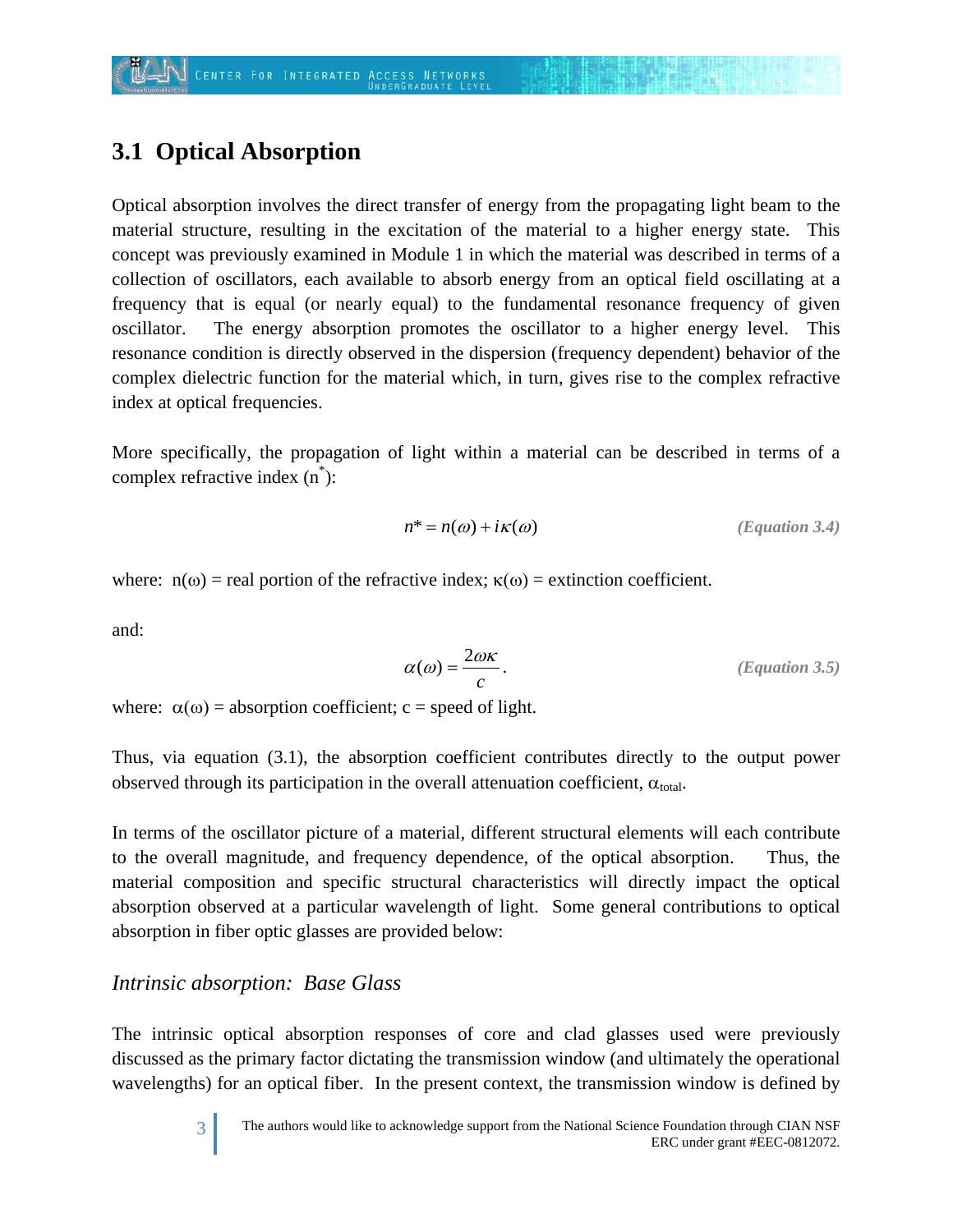## 3.1 Optical Absorption

Optical absorption involves the direct transfer of energy from the propagating light beam to the material structure, resulting in the excitation of the material to a higher energy state. This concept was previously examined in Module 1 in which the material was described in terms of a collection of oscillators, each available to absorb energy from an optical field oscillating at a frequency that is equal (or nearly equal) to the fundamental resonance frequency of given oscillator. The energy absorption promotes the oscillator to a higher energy level. This resonance condition is directly observed in the dispersion (frequency dependent) behavior of the complex dielectric function for the material which, in turn, gives rise to the complex refractive index at optical frequencies.

More specifically, the propagation of light within a material can be described in terms of a complex refractive index ($n^*$):

$$n^* = n(\omega) + i\kappa(\omega) \qquad \textit{(Equation 3.4)}$$

where: $n(\omega)$ = real portion of the refractive index; $\kappa(\omega)$ = extinction coefficient.

and:

$$\alpha(\omega) = \frac{2\omega\kappa}{c}. \qquad \textit{(Equation 3.5)}$$

where: $\alpha(\omega)$ = absorption coefficient; c = speed of light.

Thus, via equation (3.1), the absorption coefficient contributes directly to the output power observed through its participation in the overall attenuation coefficient, $\alpha_{total}$.

In terms of the oscillator picture of a material, different structural elements will each contribute to the overall magnitude, and frequency dependence, of the optical absorption. Thus, the material composition and specific structural characteristics will directly impact the optical absorption observed at a particular wavelength of light. Some general contributions to optical absorption in fiber optic glasses are provided below:

### *Intrinsic absorption: Base Glass*

The intrinsic optical absorption responses of core and clad glasses used were previously discussed as the primary factor dictating the transmission window (and ultimately the operational wavelengths) for an optical fiber. In the present context, the transmission window is defined by

The authors would like to acknowledge support from the National Science Foundation through CIAN NSF ERC under grant #EEC-0812072.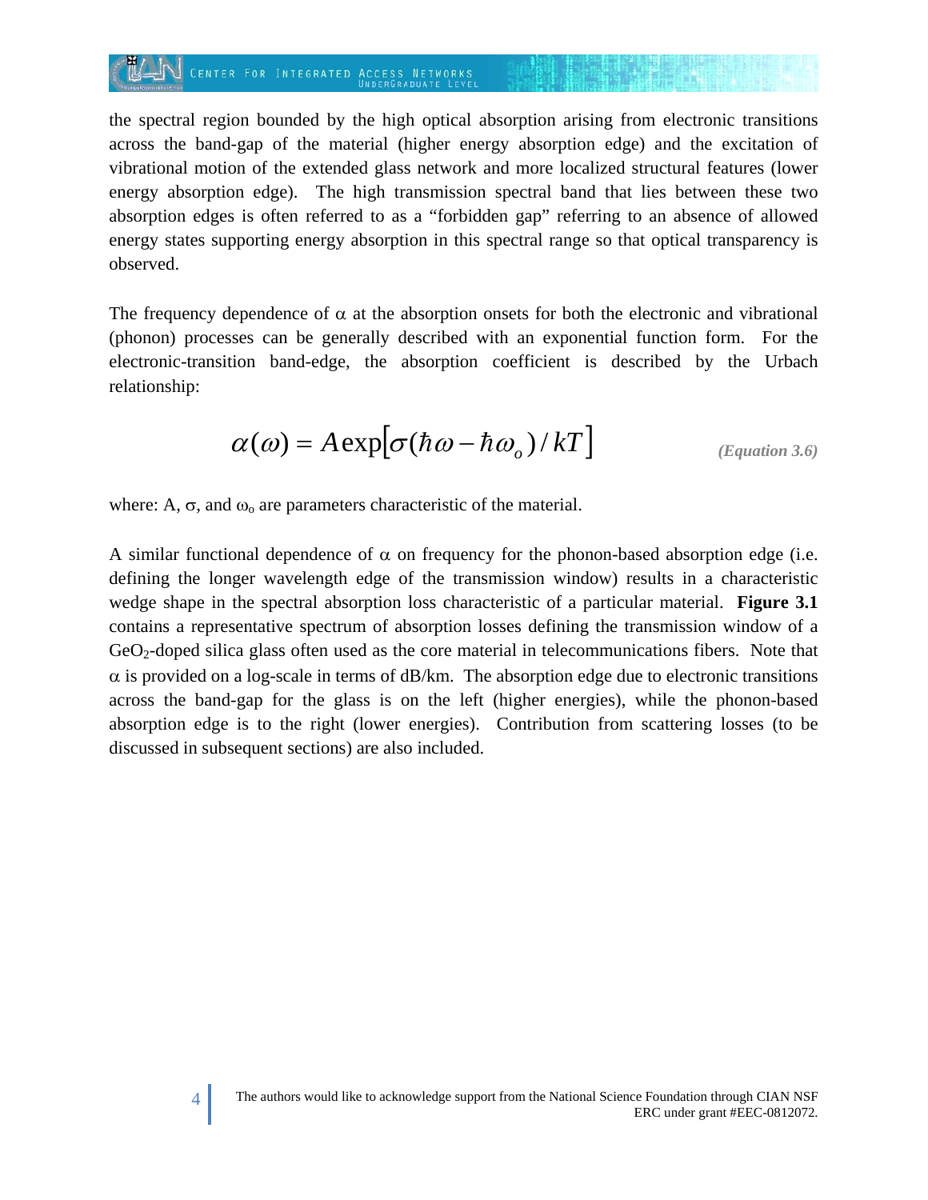the spectral region bounded by the high optical absorption arising from electronic transitions across the band-gap of the material (higher energy absorption edge) and the excitation of vibrational motion of the extended glass network and more localized structural features (lower energy absorption edge). The high transmission spectral band that lies between these two absorption edges is often referred to as a "forbidden gap" referring to an absence of allowed energy states supporting energy absorption in this spectral range so that optical transparency is observed.

The frequency dependence of $\alpha$ at the absorption onsets for both the electronic and vibrational (phonon) processes can be generally described with an exponential function form. For the electronic-transition band-edge, the absorption coefficient is described by the Urbach relationship:

$$\alpha(\omega) = A\exp\left[\sigma(\hbar\omega - \hbar\omega_o)/kT\right] \qquad \textit{(Equation 3.6)}$$

where: A, $\sigma$, and $\omega_o$ are parameters characteristic of the material.

A similar functional dependence of $\alpha$ on frequency for the phonon-based absorption edge (i.e. defining the longer wavelength edge of the transmission window) results in a characteristic wedge shape in the spectral absorption loss characteristic of a particular material. **Figure 3.1** contains a representative spectrum of absorption losses defining the transmission window of a $GeO_2$-doped silica glass often used as the core material in telecommunications fibers. Note that $\alpha$ is provided on a log-scale in terms of dB/km. The absorption edge due to electronic transitions across the band-gap for the glass is on the left (higher energies), while the phonon-based absorption edge is to the right (lower energies). Contribution from scattering losses (to be discussed in subsequent sections) are also included.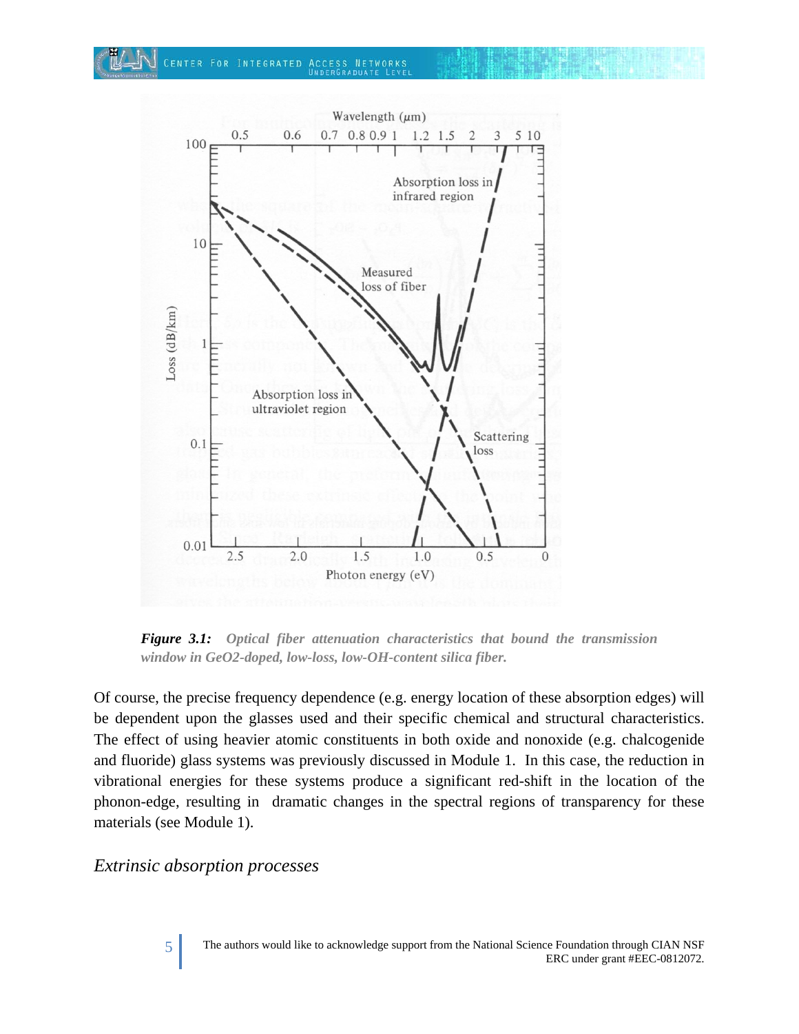*Figure 3.1: Optical fiber attenuation characteristics that bound the transmission window in GeO2-doped, low-loss, low-OH-content silica fiber.*

Of course, the precise frequency dependence (e.g. energy location of these absorption edges) will be dependent upon the glasses used and their specific chemical and structural characteristics. The effect of using heavier atomic constituents in both oxide and nonoxide (e.g. chalcogenide and fluoride) glass systems was previously discussed in Module 1. In this case, the reduction in vibrational energies for these systems produce a significant red-shift in the location of the phonon-edge, resulting in dramatic changes in the spectral regions of transparency for these materials (see Module 1).

## *Extrinsic absorption processes*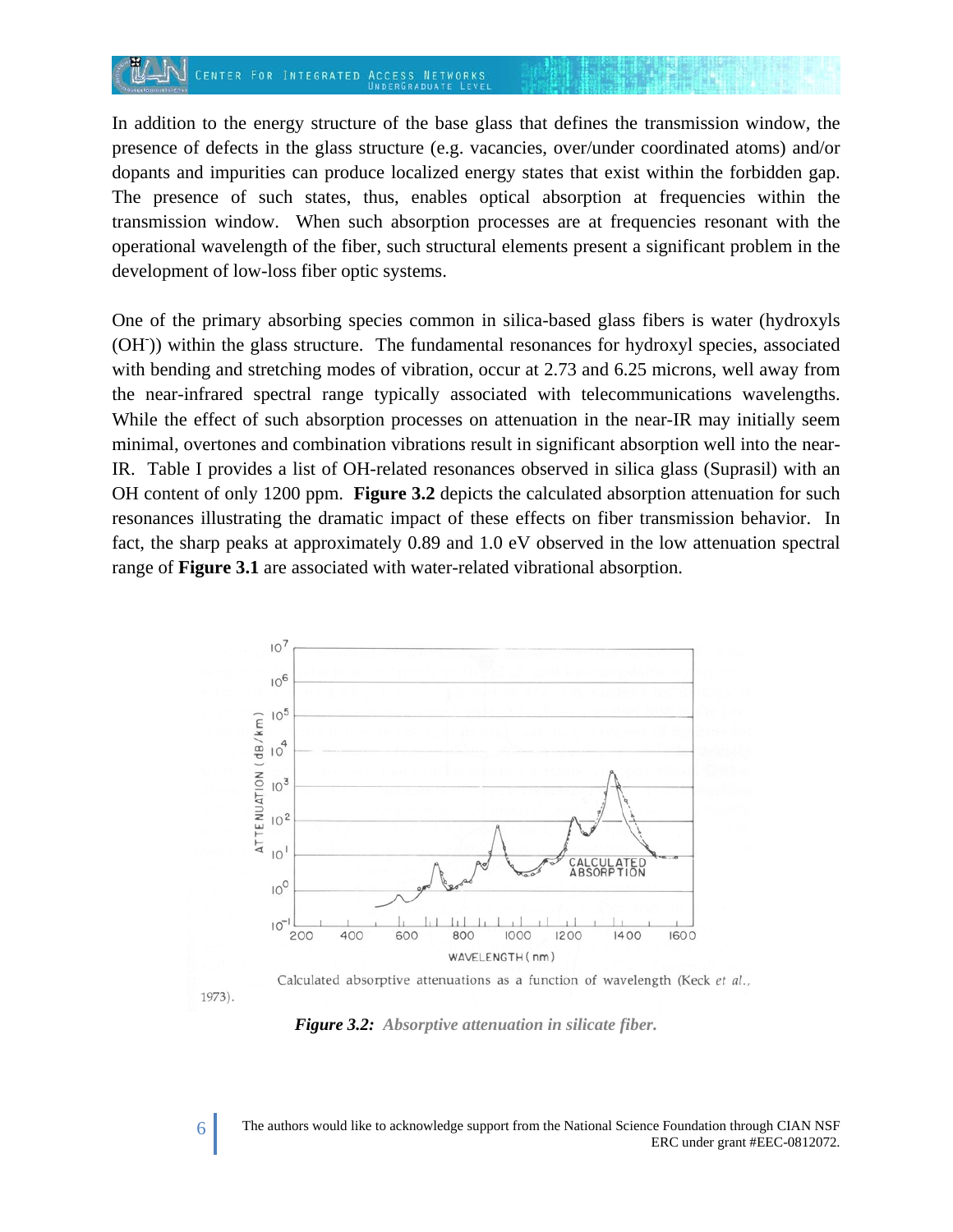In addition to the energy structure of the base glass that defines the transmission window, the presence of defects in the glass structure (e.g. vacancies, over/under coordinated atoms) and/or dopants and impurities can produce localized energy states that exist within the forbidden gap. The presence of such states, thus, enables optical absorption at frequencies within the transmission window. When such absorption processes are at frequencies resonant with the operational wavelength of the fiber, such structural elements present a significant problem in the development of low-loss fiber optic systems.

One of the primary absorbing species common in silica-based glass fibers is water (hydroxyls ($OH^-$)) within the glass structure. The fundamental resonances for hydroxyl species, associated with bending and stretching modes of vibration, occur at 2.73 and 6.25 microns, well away from the near-infrared spectral range typically associated with telecommunications wavelengths. While the effect of such absorption processes on attenuation in the near-IR may initially seem minimal, overtones and combination vibrations result in significant absorption well into the near-IR. Table I provides a list of OH-related resonances observed in silica glass (Suprasil) with an OH content of only 1200 ppm. **Figure 3.2** depicts the calculated absorption attenuation for such resonances illustrating the dramatic impact of these effects on fiber transmission behavior. In fact, the sharp peaks at approximately 0.89 and 1.0 eV observed in the low attenuation spectral range of **Figure 3.1** are associated with water-related vibrational absorption.

Calculated absorptive attenuations as a function of wavelength (Keck *et al.*, 1973).

***Figure 3.2:*** ***Absorptive attenuation in silicate fiber.***

The authors would like to acknowledge support from the National Science Foundation through CIAN NSF ERC under grant #EEC-0812072.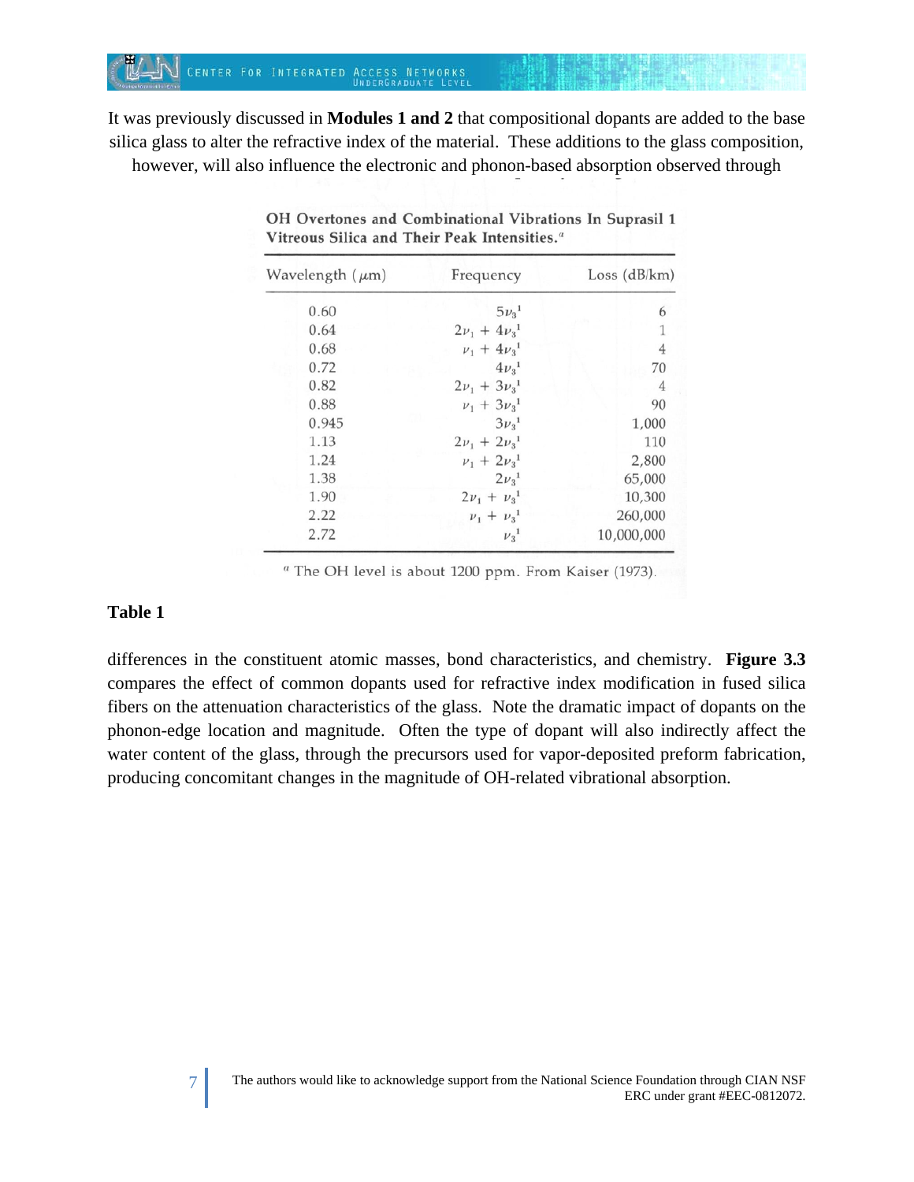It was previously discussed in **Modules 1 and 2** that compositional dopants are added to the base silica glass to alter the refractive index of the material. These additions to the glass composition, however, will also influence the electronic and phonon-based absorption observed through differences in the constituent atomic masses, bond characteristics, and chemistry. **Figure 3.3** compares the effect of common dopants used for refractive index modification in fused silica fibers on the attenuation characteristics of the glass. Note the dramatic impact of dopants on the phonon-edge location and magnitude. Often the type of dopant will also indirectly affect the water content of the glass, through the precursors used for vapor-deposited preform fabrication, producing concomitant changes in the magnitude of OH-related vibrational absorption.

**OH Overtones and Combinational Vibrations In Suprasil 1 Vitreous Silica and Their Peak Intensities.**[a]

| Wavelength ($\mu$m) | Frequency | Loss (dB/km) |
|---|---|---|
| 0.60 | $5\nu_3^1$ | 6 |
| 0.64 | $2\nu_1 + 4\nu_3^1$ | 1 |
| 0.68 | $\nu_1 + 4\nu_3^1$ | 4 |
| 0.72 | $4\nu_3^1$ | 70 |
| 0.82 | $2\nu_1 + 3\nu_3^1$ | 4 |
| 0.88 | $\nu_1 + 3\nu_3^1$ | 90 |
| 0.945 | $3\nu_3^1$ | 1,000 |
| 1.13 | $2\nu_1 + 2\nu_3^1$ | 110 |
| 1.24 | $\nu_1 + 2\nu_3^1$ | 2,800 |
| 1.38 | $2\nu_3^1$ | 65,000 |
| 1.90 | $2\nu_1 + \nu_3^1$ | 10,300 |
| 2.22 | $\nu_1 + \nu_3^1$ | 260,000 |
| 2.72 | $\nu_3^1$ | 10,000,000 |

[a] The OH level is about 1200 ppm. From Kaiser (1973).

**Table 1**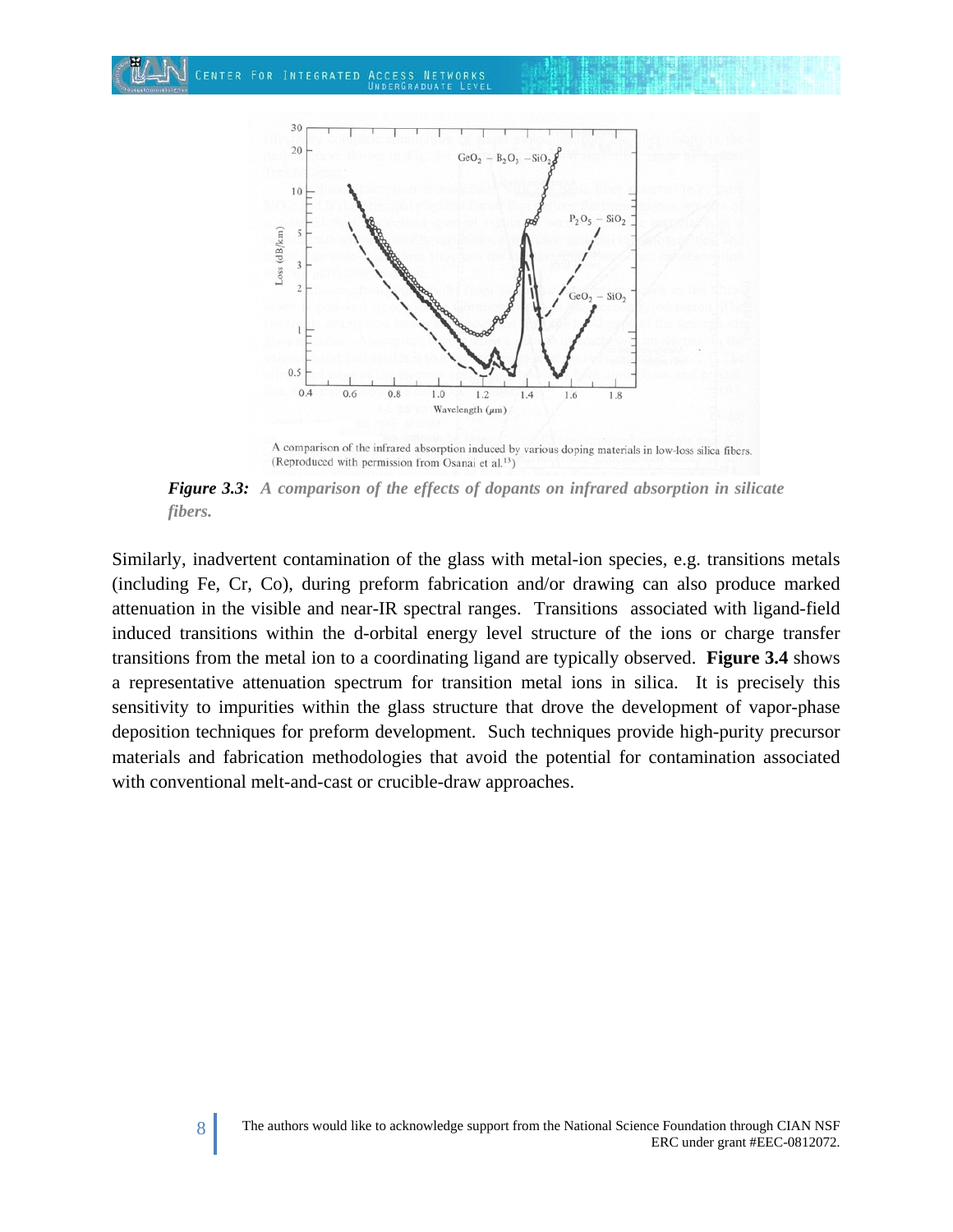A comparison of the infrared absorption induced by various doping materials in low-loss silica fibers. (Reproduced with permission from Osanai et al.[13])

***Figure 3.3:** A comparison of the effects of dopants on infrared absorption in silicate fibers.*

Similarly, inadvertent contamination of the glass with metal-ion species, e.g. transitions metals (including Fe, Cr, Co), during preform fabrication and/or drawing can also produce marked attenuation in the visible and near-IR spectral ranges. Transitions associated with ligand-field induced transitions within the d-orbital energy level structure of the ions or charge transfer transitions from the metal ion to a coordinating ligand are typically observed. **Figure 3.4** shows a representative attenuation spectrum for transition metal ions in silica. It is precisely this sensitivity to impurities within the glass structure that drove the development of vapor-phase deposition techniques for preform development. Such techniques provide high-purity precursor materials and fabrication methodologies that avoid the potential for contamination associated with conventional melt-and-cast or crucible-draw approaches.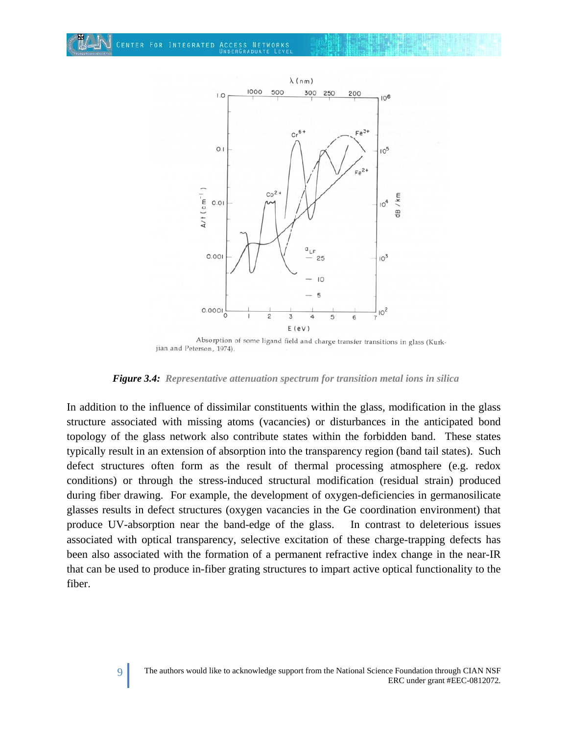Absorption of some ligand field and charge transfer transitions in glass (Kurkjian and Peterson, 1974).

***Figure 3.4:** Representative attenuation spectrum for transition metal ions in silica*

In addition to the influence of dissimilar constituents within the glass, modification in the glass structure associated with missing atoms (vacancies) or disturbances in the anticipated bond topology of the glass network also contribute states within the forbidden band. These states typically result in an extension of absorption into the transparency region (band tail states). Such defect structures often form as the result of thermal processing atmosphere (e.g. redox conditions) or through the stress-induced structural modification (residual strain) produced during fiber drawing. For example, the development of oxygen-deficiencies in germanosilicate glasses results in defect structures (oxygen vacancies in the Ge coordination environment) that produce UV-absorption near the band-edge of the glass. In contrast to deleterious issues associated with optical transparency, selective excitation of these charge-trapping defects has been also associated with the formation of a permanent refractive index change in the near-IR that can be used to produce in-fiber grating structures to impart active optical functionality to the fiber.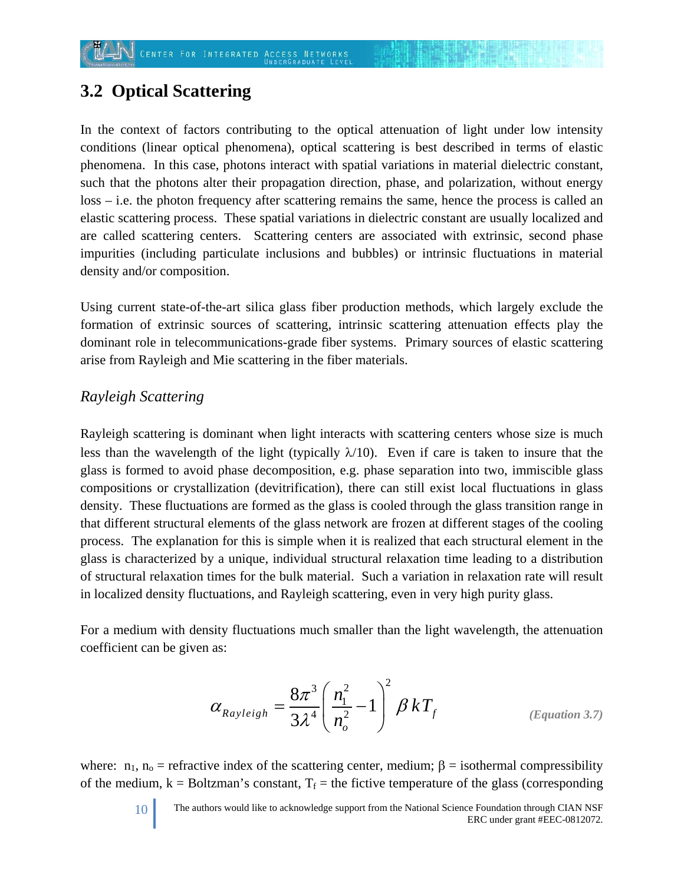## 3.2 Optical Scattering

In the context of factors contributing to the optical attenuation of light under low intensity conditions (linear optical phenomena), optical scattering is best described in terms of elastic phenomena. In this case, photons interact with spatial variations in material dielectric constant, such that the photons alter their propagation direction, phase, and polarization, without energy loss – i.e. the photon frequency after scattering remains the same, hence the process is called an elastic scattering process. These spatial variations in dielectric constant are usually localized and are called scattering centers. Scattering centers are associated with extrinsic, second phase impurities (including particulate inclusions and bubbles) or intrinsic fluctuations in material density and/or composition.

Using current state-of-the-art silica glass fiber production methods, which largely exclude the formation of extrinsic sources of scattering, intrinsic scattering attenuation effects play the dominant role in telecommunications-grade fiber systems. Primary sources of elastic scattering arise from Rayleigh and Mie scattering in the fiber materials.

### *Rayleigh Scattering*

Rayleigh scattering is dominant when light interacts with scattering centers whose size is much less than the wavelength of the light (typically $\lambda/10$). Even if care is taken to insure that the glass is formed to avoid phase decomposition, e.g. phase separation into two, immiscible glass compositions or crystallization (devitrification), there can still exist local fluctuations in glass density. These fluctuations are formed as the glass is cooled through the glass transition range in that different structural elements of the glass network are frozen at different stages of the cooling process. The explanation for this is simple when it is realized that each structural element in the glass is characterized by a unique, individual structural relaxation time leading to a distribution of structural relaxation times for the bulk material. Such a variation in relaxation rate will result in localized density fluctuations, and Rayleigh scattering, even in very high purity glass.

For a medium with density fluctuations much smaller than the light wavelength, the attenuation coefficient can be given as:

$$\alpha_{Rayleigh} = \frac{8\pi^3}{3\lambda^4}\left(\frac{n_1^2}{n_o^2} - 1\right)^2 \beta k T_f \qquad \textit{(Equation 3.7)}$$

where: $n_1$, $n_o$ = refractive index of the scattering center, medium; $\beta$ = isothermal compressibility of the medium, k = Boltzman's constant, $T_f$ = the fictive temperature of the glass (corresponding

The authors would like to acknowledge support from the National Science Foundation through CIAN NSF ERC under grant #EEC-0812072.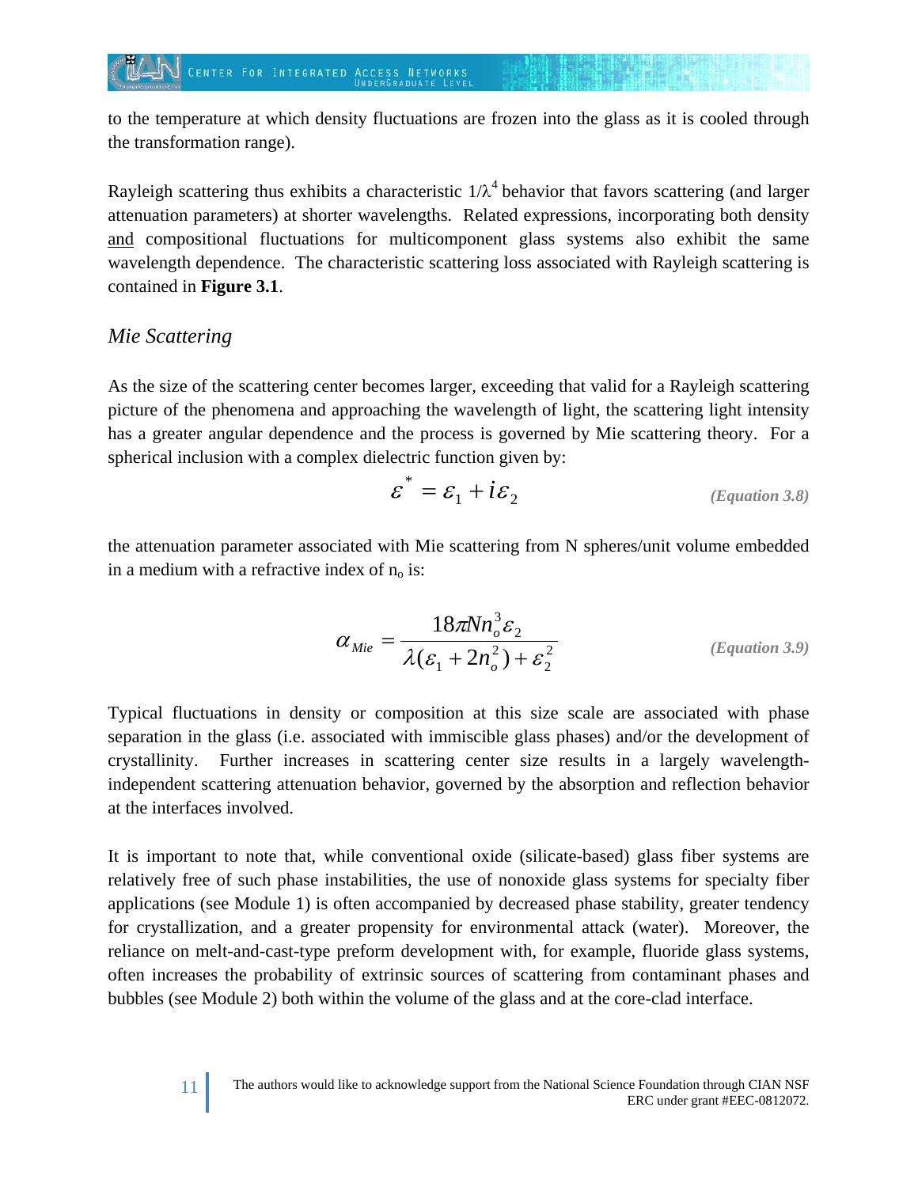to the temperature at which density fluctuations are frozen into the glass as it is cooled through the transformation range).

Rayleigh scattering thus exhibits a characteristic $1/\lambda^4$ behavior that favors scattering (and larger attenuation parameters) at shorter wavelengths. Related expressions, incorporating both density and compositional fluctuations for multicomponent glass systems also exhibit the same wavelength dependence. The characteristic scattering loss associated with Rayleigh scattering is contained in **Figure 3.1**.

### *Mie Scattering*

As the size of the scattering center becomes larger, exceeding that valid for a Rayleigh scattering picture of the phenomena and approaching the wavelength of light, the scattering light intensity has a greater angular dependence and the process is governed by Mie scattering theory. For a spherical inclusion with a complex dielectric function given by:

$$\varepsilon^* = \varepsilon_1 + i\varepsilon_2 \qquad \textit{(Equation 3.8)}$$

the attenuation parameter associated with Mie scattering from N spheres/unit volume embedded in a medium with a refractive index of $n_o$ is:

$$\alpha_{Mie} = \frac{18\pi N n_o^3 \varepsilon_2}{\lambda(\varepsilon_1 + 2n_o^2) + \varepsilon_2^2} \qquad \textit{(Equation 3.9)}$$

Typical fluctuations in density or composition at this size scale are associated with phase separation in the glass (i.e. associated with immiscible glass phases) and/or the development of crystallinity. Further increases in scattering center size results in a largely wavelength-independent scattering attenuation behavior, governed by the absorption and reflection behavior at the interfaces involved.

It is important to note that, while conventional oxide (silicate-based) glass fiber systems are relatively free of such phase instabilities, the use of nonoxide glass systems for specialty fiber applications (see Module 1) is often accompanied by decreased phase stability, greater tendency for crystallization, and a greater propensity for environmental attack (water). Moreover, the reliance on melt-and-cast-type preform development with, for example, fluoride glass systems, often increases the probability of extrinsic sources of scattering from contaminant phases and bubbles (see Module 2) both within the volume of the glass and at the core-clad interface.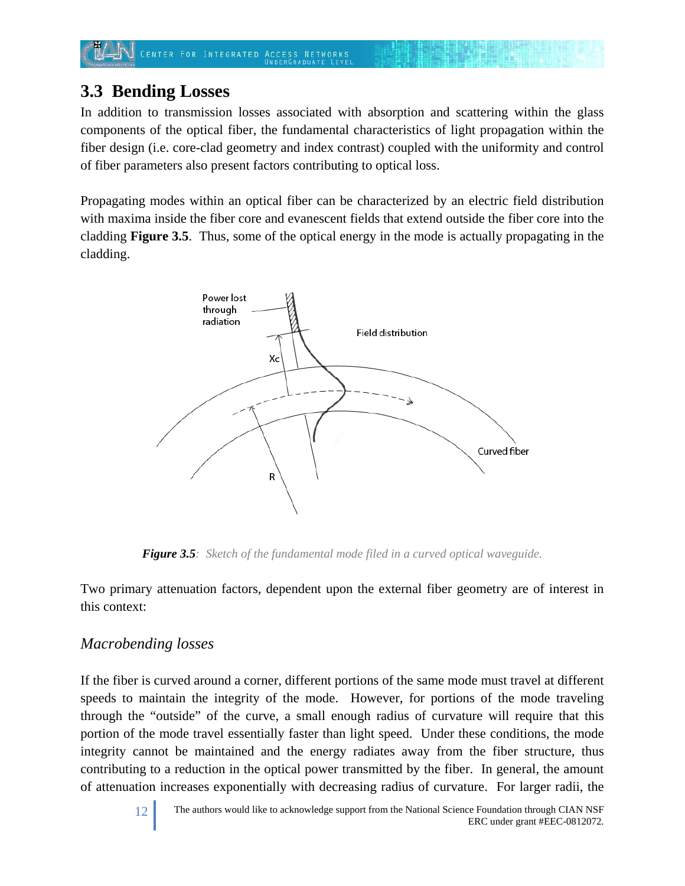## 3.3 Bending Losses

In addition to transmission losses associated with absorption and scattering within the glass components of the optical fiber, the fundamental characteristics of light propagation within the fiber design (i.e. core-clad geometry and index contrast) coupled with the uniformity and control of fiber parameters also present factors contributing to optical loss.

Propagating modes within an optical fiber can be characterized by an electric field distribution with maxima inside the fiber core and evanescent fields that extend outside the fiber core into the cladding **Figure 3.5**. Thus, some of the optical energy in the mode is actually propagating in the cladding.

***Figure 3.5****: Sketch of the fundamental mode filed in a curved optical waveguide.*

Two primary attenuation factors, dependent upon the external fiber geometry are of interest in this context:

### *Macrobending losses*

If the fiber is curved around a corner, different portions of the same mode must travel at different speeds to maintain the integrity of the mode. However, for portions of the mode traveling through the "outside" of the curve, a small enough radius of curvature will require that this portion of the mode travel essentially faster than light speed. Under these conditions, the mode integrity cannot be maintained and the energy radiates away from the fiber structure, thus contributing to a reduction in the optical power transmitted by the fiber. In general, the amount of attenuation increases exponentially with decreasing radius of curvature. For larger radii, the

The authors would like to acknowledge support from the National Science Foundation through CIAN NSF ERC under grant #EEC-0812072.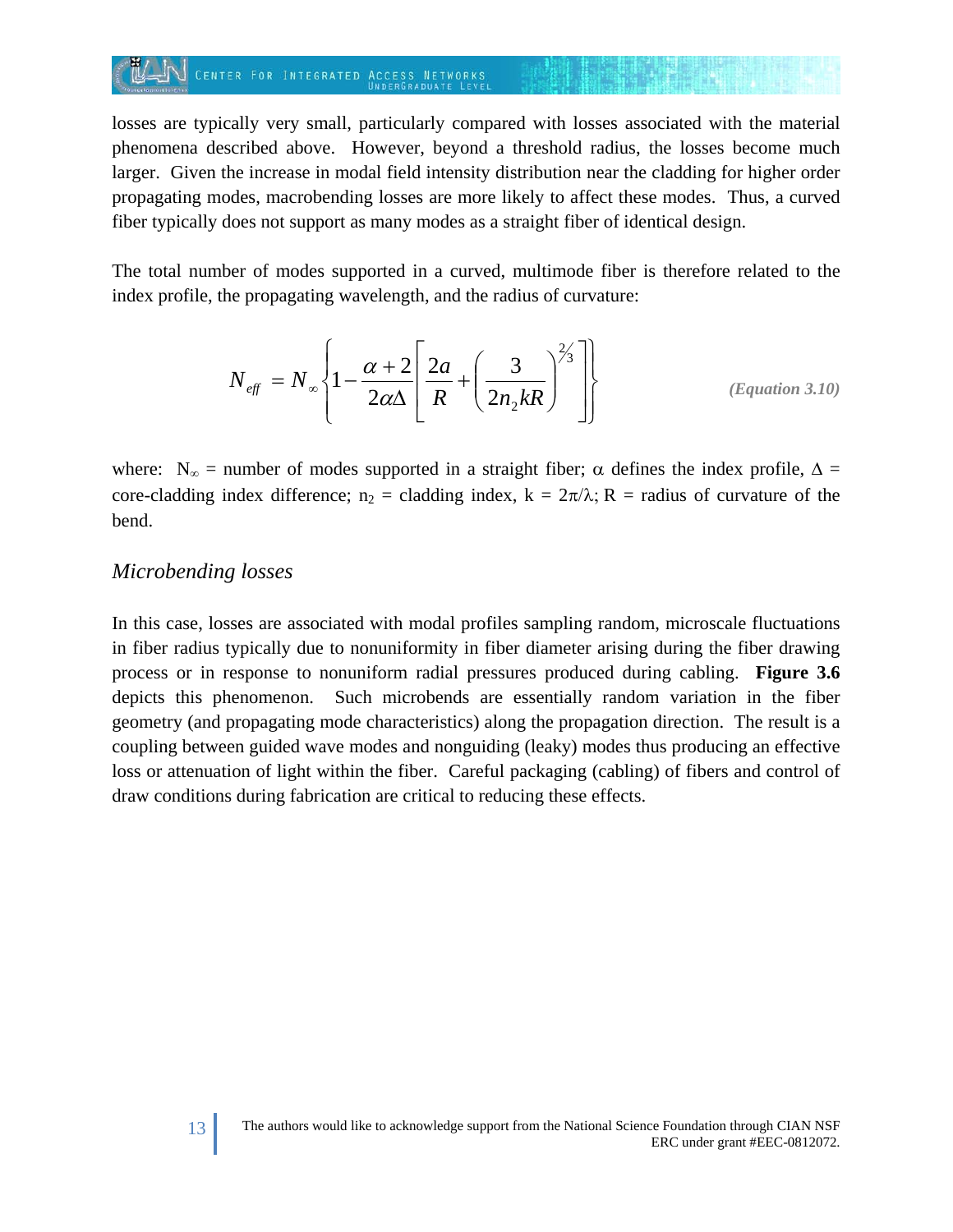losses are typically very small, particularly compared with losses associated with the material phenomena described above. However, beyond a threshold radius, the losses become much larger. Given the increase in modal field intensity distribution near the cladding for higher order propagating modes, macrobending losses are more likely to affect these modes. Thus, a curved fiber typically does not support as many modes as a straight fiber of identical design.

The total number of modes supported in a curved, multimode fiber is therefore related to the index profile, the propagating wavelength, and the radius of curvature:

$$N_{eff} = N_{\infty}\left\{1 - \frac{\alpha + 2}{2\alpha\Delta}\left[\frac{2a}{R} + \left(\frac{3}{2n_2 kR}\right)^{2/3}\right]\right\} \qquad \textbf{\textit{(Equation 3.10)}}$$

where: $N_{\infty}$ = number of modes supported in a straight fiber; $\alpha$ defines the index profile, $\Delta$ = core-cladding index difference; $n_2$ = cladding index, $k = 2\pi/\lambda$; R = radius of curvature of the bend.

### *Microbending losses*

In this case, losses are associated with modal profiles sampling random, microscale fluctuations in fiber radius typically due to nonuniformity in fiber diameter arising during the fiber drawing process or in response to nonuniform radial pressures produced during cabling. **Figure 3.6** depicts this phenomenon. Such microbends are essentially random variation in the fiber geometry (and propagating mode characteristics) along the propagation direction. The result is a coupling between guided wave modes and nonguiding (leaky) modes thus producing an effective loss or attenuation of light within the fiber. Careful packaging (cabling) of fibers and control of draw conditions during fabrication are critical to reducing these effects.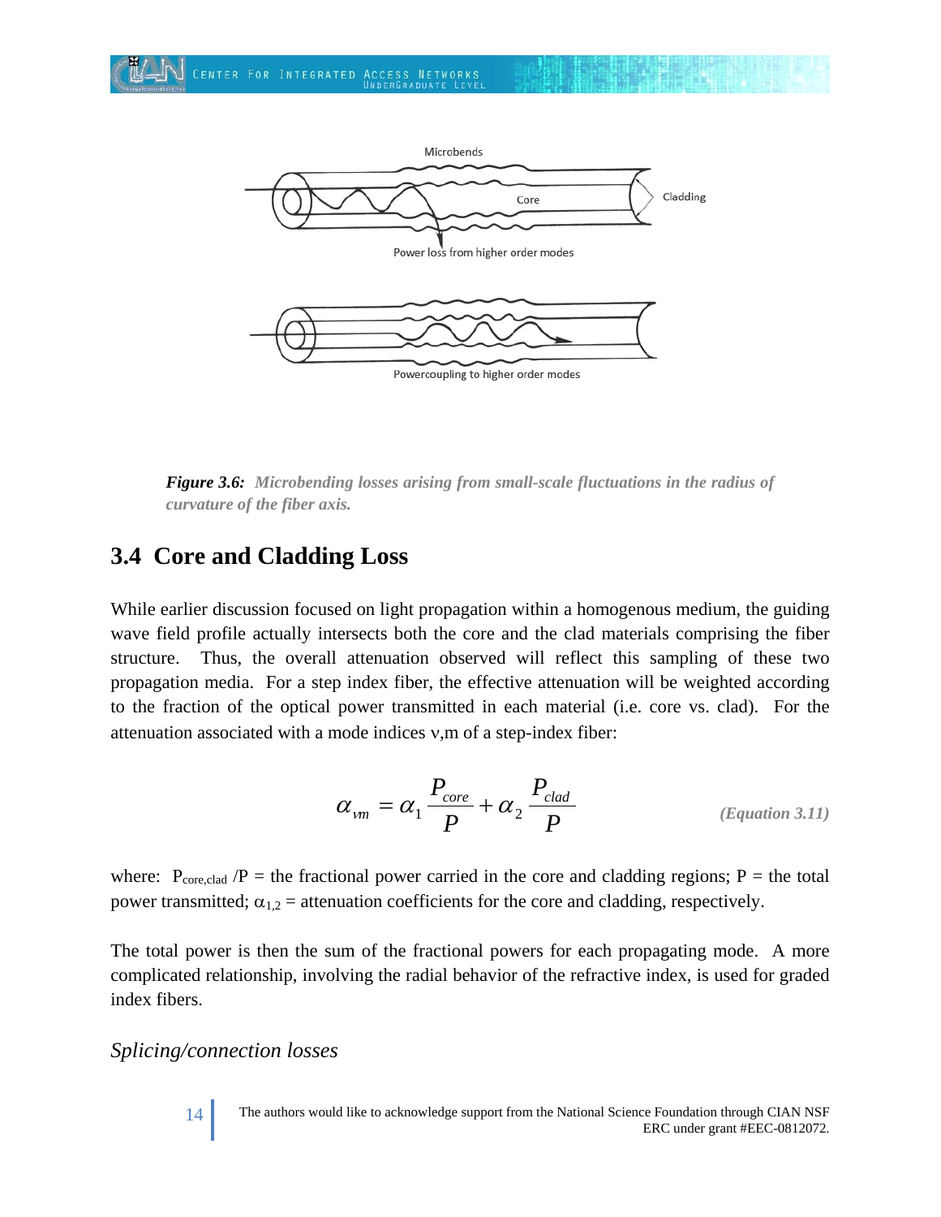*Figure 3.6: Microbending losses arising from small-scale fluctuations in the radius of curvature of the fiber axis.*

## 3.4 Core and Cladding Loss

While earlier discussion focused on light propagation within a homogenous medium, the guiding wave field profile actually intersects both the core and the clad materials comprising the fiber structure. Thus, the overall attenuation observed will reflect this sampling of these two propagation media. For a step index fiber, the effective attenuation will be weighted according to the fraction of the optical power transmitted in each material (i.e. core vs. clad). For the attenuation associated with a mode indices ν,m of a step-index fiber:

$$\alpha_{\nu m} = \alpha_1 \frac{P_{core}}{P} + \alpha_2 \frac{P_{clad}}{P} \qquad \textit{(Equation 3.11)}$$

where: $P_{core,clad}/P$ = the fractional power carried in the core and cladding regions; P = the total power transmitted; $\alpha_{1,2}$ = attenuation coefficients for the core and cladding, respectively.

The total power is then the sum of the fractional powers for each propagating mode. A more complicated relationship, involving the radial behavior of the refractive index, is used for graded index fibers.

*Splicing/connection losses*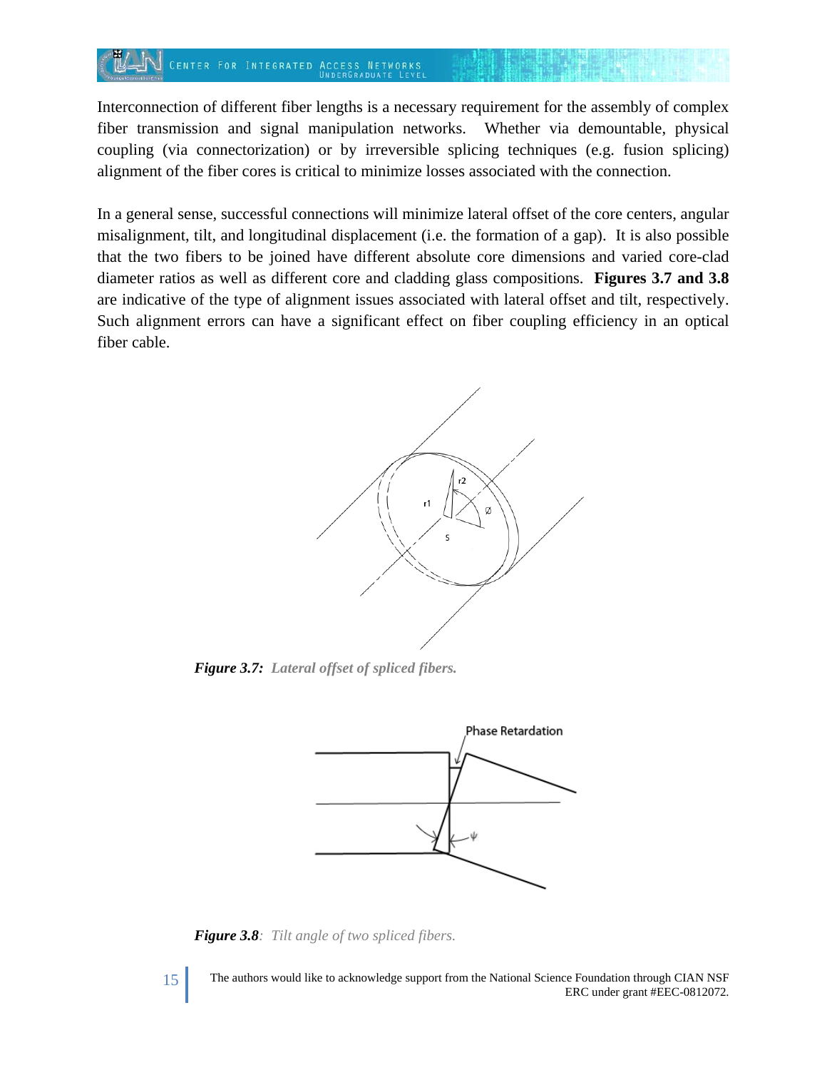Interconnection of different fiber lengths is a necessary requirement for the assembly of complex fiber transmission and signal manipulation networks. Whether via demountable, physical coupling (via connectorization) or by irreversible splicing techniques (e.g. fusion splicing) alignment of the fiber cores is critical to minimize losses associated with the connection.

In a general sense, successful connections will minimize lateral offset of the core centers, angular misalignment, tilt, and longitudinal displacement (i.e. the formation of a gap). It is also possible that the two fibers to be joined have different absolute core dimensions and varied core-clad diameter ratios as well as different core and cladding glass compositions. **Figures 3.7 and 3.8** are indicative of the type of alignment issues associated with lateral offset and tilt, respectively. Such alignment errors can have a significant effect on fiber coupling efficiency in an optical fiber cable.

***Figure 3.7:*** *Lateral offset of spliced fibers.*

***Figure 3.8****: Tilt angle of two spliced fibers.*

The authors would like to acknowledge support from the National Science Foundation through CIAN NSF ERC under grant #EEC-0812072.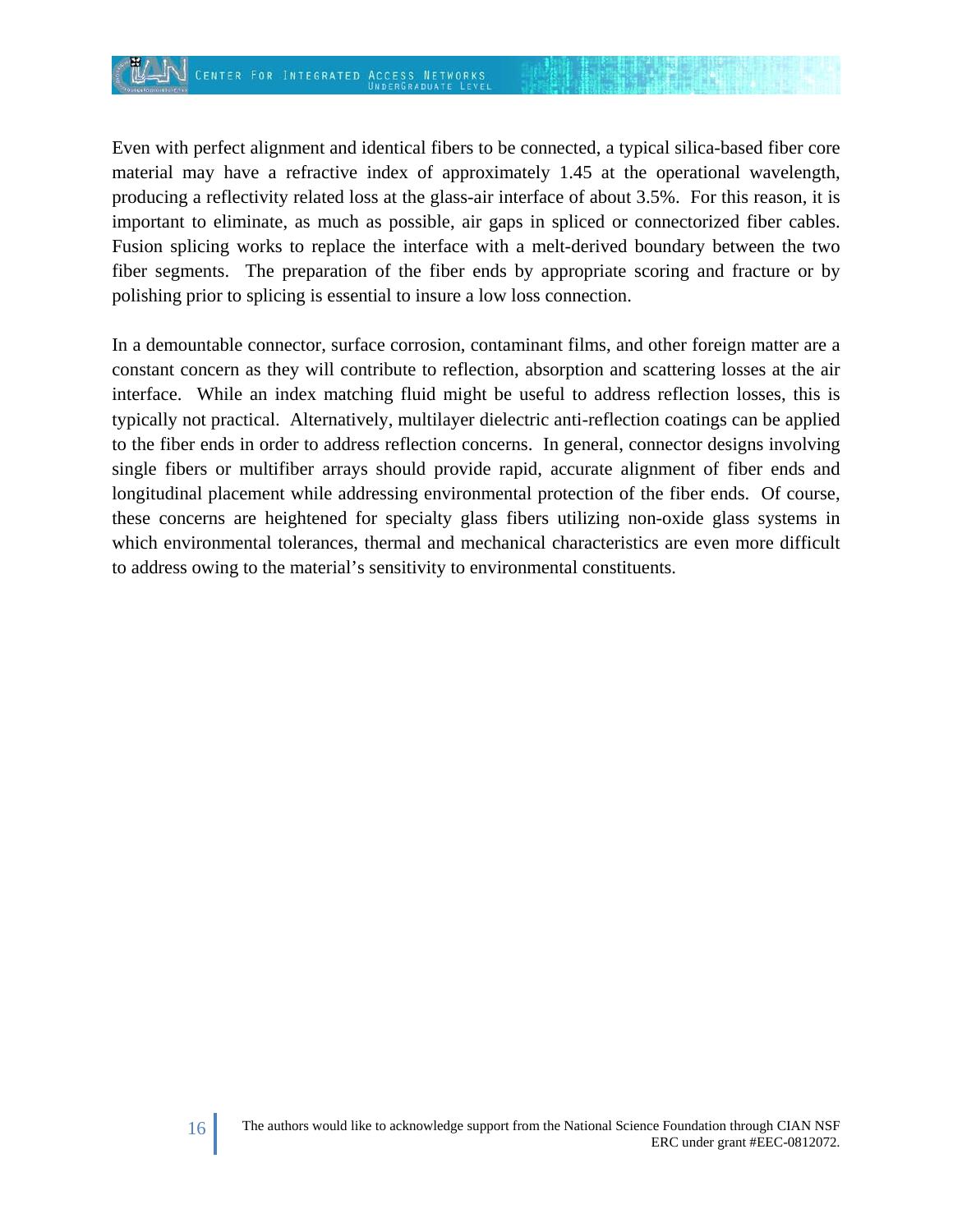Even with perfect alignment and identical fibers to be connected, a typical silica-based fiber core material may have a refractive index of approximately 1.45 at the operational wavelength, producing a reflectivity related loss at the glass-air interface of about 3.5%. For this reason, it is important to eliminate, as much as possible, air gaps in spliced or connectorized fiber cables. Fusion splicing works to replace the interface with a melt-derived boundary between the two fiber segments. The preparation of the fiber ends by appropriate scoring and fracture or by polishing prior to splicing is essential to insure a low loss connection.

In a demountable connector, surface corrosion, contaminant films, and other foreign matter are a constant concern as they will contribute to reflection, absorption and scattering losses at the air interface. While an index matching fluid might be useful to address reflection losses, this is typically not practical. Alternatively, multilayer dielectric anti-reflection coatings can be applied to the fiber ends in order to address reflection concerns. In general, connector designs involving single fibers or multifiber arrays should provide rapid, accurate alignment of fiber ends and longitudinal placement while addressing environmental protection of the fiber ends. Of course, these concerns are heightened for specialty glass fibers utilizing non-oxide glass systems in which environmental tolerances, thermal and mechanical characteristics are even more difficult to address owing to the material's sensitivity to environmental constituents.